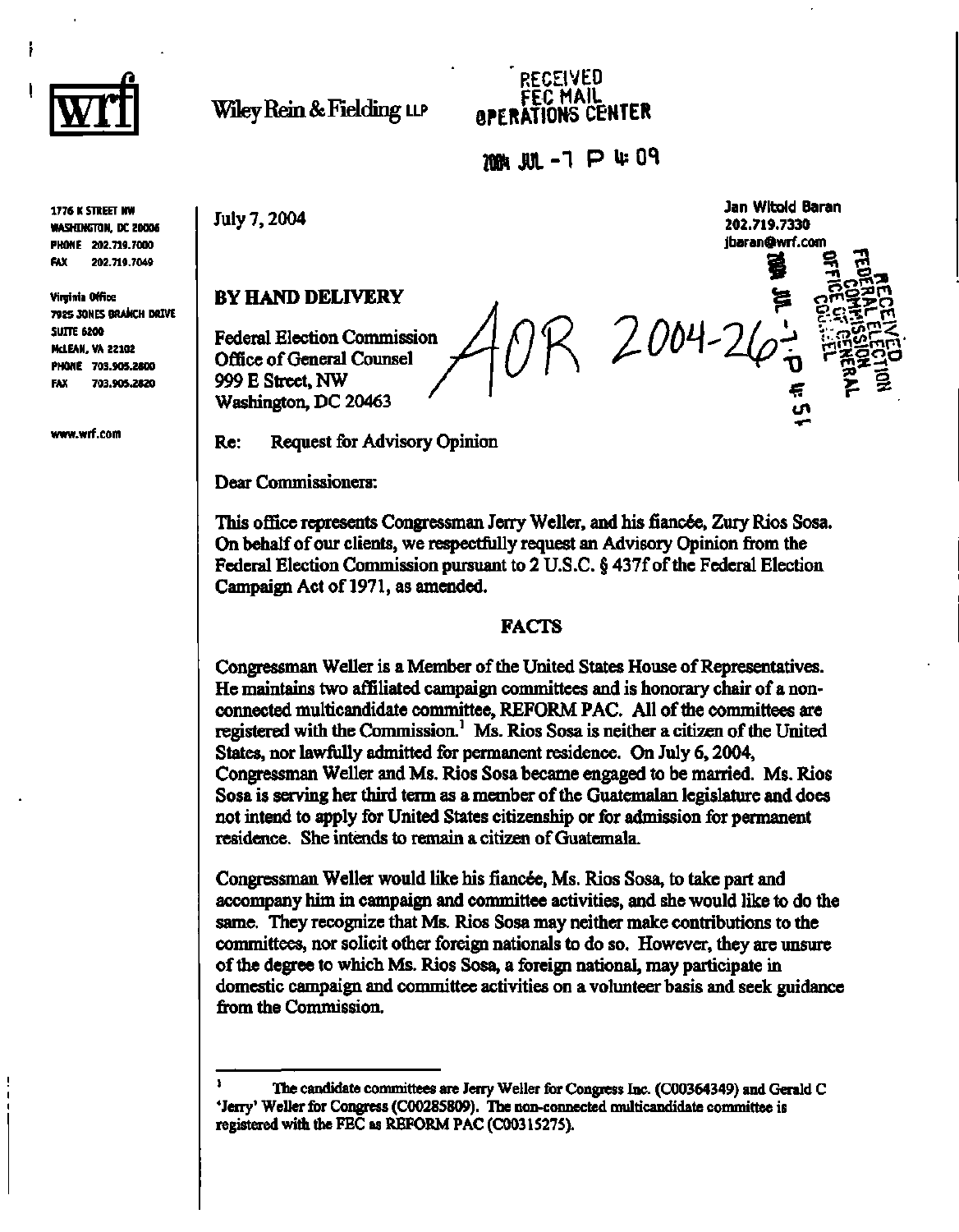Wiley Rein & Fielding LLP

RECEIVED
FEC MAIL
OPERATIONS CENTER

2004 JUL -7 P 4:09

1776 K STREET NW
WASHINGTON, DC 20006
PHONE 202.719.7000
FAX 202.719.7049

Virginia Office
7925 JONES BRANCH DRIVE
SUITE 6200
McLEAN, VA 22102
PHONE 703.905.2800
FAX 703.905.2820

www.wrf.com

July 7, 2004

Jan Witold Baran
202.719.7330
jbaran@wrf.com

RECEIVED
FEDERAL ELECTION COMMISSION
OFFICE OF GENERAL COUNSEL
2004 JUL -7 P 4:51

**BY HAND DELIVERY**

Federal Election Commission
Office of General Counsel
999 E Street, NW
Washington, DC 20463

AOR 2004-26

Re: Request for Advisory Opinion

Dear Commissioners:

This office represents Congressman Jerry Weller, and his fiancée, Zury Rios Sosa. On behalf of our clients, we respectfully request an Advisory Opinion from the Federal Election Commission pursuant to 2 U.S.C. § 437f of the Federal Election Campaign Act of 1971, as amended.

## FACTS

Congressman Weller is a Member of the United States House of Representatives. He maintains two affiliated campaign committees and is honorary chair of a non-connected multicandidate committee, REFORM PAC. All of the committees are registered with the Commission.[1] Ms. Rios Sosa is neither a citizen of the United States, nor lawfully admitted for permanent residence. On July 6, 2004, Congressman Weller and Ms. Rios Sosa became engaged to be married. Ms. Rios Sosa is serving her third term as a member of the Guatemalan legislature and does not intend to apply for United States citizenship or for admission for permanent residence. She intends to remain a citizen of Guatemala.

Congressman Weller would like his fiancée, Ms. Rios Sosa, to take part and accompany him in campaign and committee activities, and she would like to do the same. They recognize that Ms. Rios Sosa may neither make contributions to the committees, nor solicit other foreign nationals to do so. However, they are unsure of the degree to which Ms. Rios Sosa, a foreign national, may participate in domestic campaign and committee activities on a volunteer basis and seek guidance from the Commission.

[1] The candidate committees are Jerry Weller for Congress Inc. (C00364349) and Gerald C 'Jerry' Weller for Congress (C00285809). The non-connected multicandidate committee is registered with the FEC as REFORM PAC (C00315275).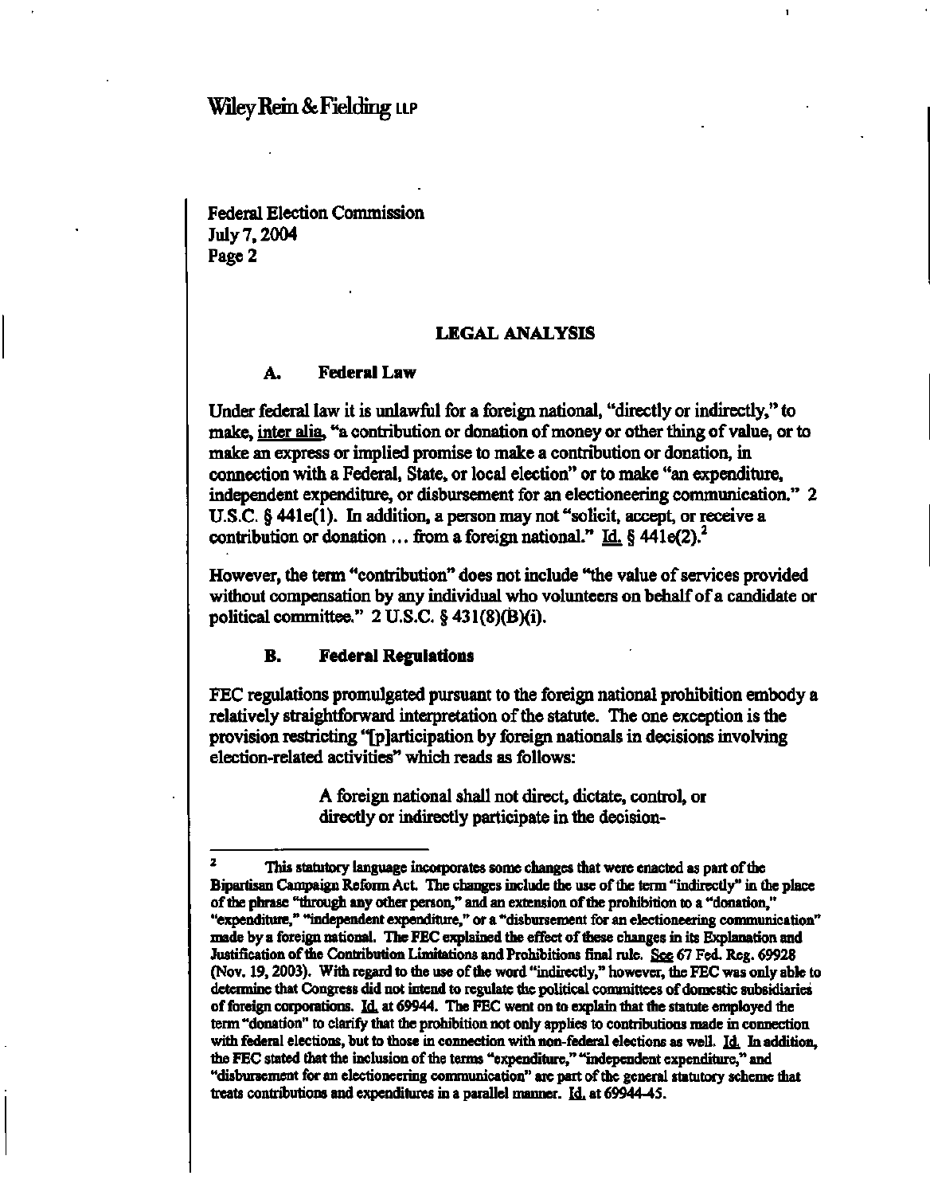Wiley Rein & Fielding LLP

Federal Election Commission
July 7, 2004
Page 2

## LEGAL ANALYSIS

### A. Federal Law

Under federal law it is unlawful for a foreign national, "directly or indirectly," to make, inter alia, "a contribution or donation of money or other thing of value, or to make an express or implied promise to make a contribution or donation, in connection with a Federal, State, or local election" or to make "an expenditure, independent expenditure, or disbursement for an electioneering communication." 2 U.S.C. § 441e(1). In addition, a person may not "solicit, accept, or receive a contribution or donation … from a foreign national." Id. § 441e(2).[2]

However, the term "contribution" does not include "the value of services provided without compensation by any individual who volunteers on behalf of a candidate or political committee." 2 U.S.C. § 431(8)(B)(i).

### B. Federal Regulations

FEC regulations promulgated pursuant to the foreign national prohibition embody a relatively straightforward interpretation of the statute. The one exception is the provision restricting "[p]articipation by foreign nationals in decisions involving election-related activities" which reads as follows:

> A foreign national shall not direct, dictate, control, or directly or indirectly participate in the decision-

---

[2] This statutory language incorporates some changes that were enacted as part of the Bipartisan Campaign Reform Act. The changes include the use of the term "indirectly" in the place of the phrase "through any other person," and an extension of the prohibition to a "donation," "expenditure," "independent expenditure," or a "disbursement for an electioneering communication" made by a foreign national. The FEC explained the effect of these changes in its Explanation and Justification of the Contribution Limitations and Prohibitions final rule. See 67 Fed. Reg. 69928 (Nov. 19, 2003). With regard to the use of the word "indirectly," however, the FEC was only able to determine that Congress did not intend to regulate the political committees of domestic subsidiaries of foreign corporations. Id. at 69944. The FEC went on to explain that the statute employed the term "donation" to clarify that the prohibition not only applies to contributions made in connection with federal elections, but to those in connection with non-federal elections as well. Id. In addition, the FEC stated that the inclusion of the terms "expenditure," "independent expenditure," and "disbursement for an electioneering communication" are part of the general statutory scheme that treats contributions and expenditures in a parallel manner. Id. at 69944-45.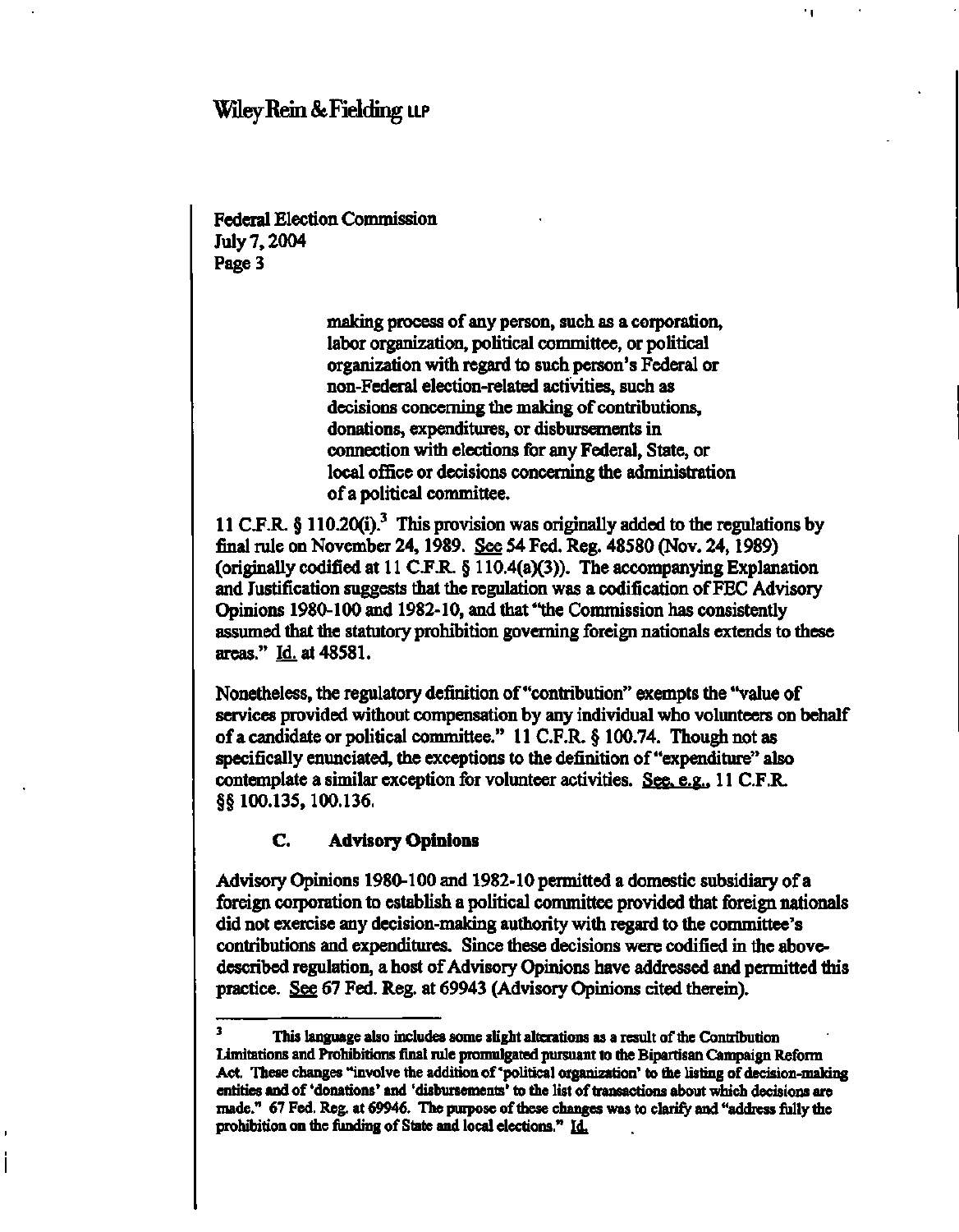making process of any person, such as a corporation, labor organization, political committee, or political organization with regard to such person's Federal or non-Federal election-related activities, such as decisions concerning the making of contributions, donations, expenditures, or disbursements in connection with elections for any Federal, State, or local office or decisions concerning the administration of a political committee.

11 C.F.R. § 110.20(i).[3] This provision was originally added to the regulations by final rule on November 24, 1989. See 54 Fed. Reg. 48580 (Nov. 24, 1989) (originally codified at 11 C.F.R. § 110.4(a)(3)). The accompanying Explanation and Justification suggests that the regulation was a codification of FEC Advisory Opinions 1980-100 and 1982-10, and that "the Commission has consistently assumed that the statutory prohibition governing foreign nationals extends to these areas." Id. at 48581.

Nonetheless, the regulatory definition of "contribution" exempts the "value of services provided without compensation by any individual who volunteers on behalf of a candidate or political committee." 11 C.F.R. § 100.74. Though not as specifically enunciated, the exceptions to the definition of "expenditure" also contemplate a similar exception for volunteer activities. See, e.g., 11 C.F.R. §§ 100.135, 100.136.

### C. Advisory Opinions

Advisory Opinions 1980-100 and 1982-10 permitted a domestic subsidiary of a foreign corporation to establish a political committee provided that foreign nationals did not exercise any decision-making authority with regard to the committee's contributions and expenditures. Since these decisions were codified in the above-described regulation, a host of Advisory Opinions have addressed and permitted this practice. See 67 Fed. Reg. at 69943 (Advisory Opinions cited therein).

---

[3] This language also includes some slight alterations as a result of the Contribution Limitations and Prohibitions final rule promulgated pursuant to the Bipartisan Campaign Reform Act. These changes "involve the addition of 'political organization' to the listing of decision-making entities and of 'donations' and 'disbursements' to the list of transactions about which decisions are made." 67 Fed. Reg. at 69946. The purpose of these changes was to clarify and "address fully the prohibition on the funding of State and local elections." Id.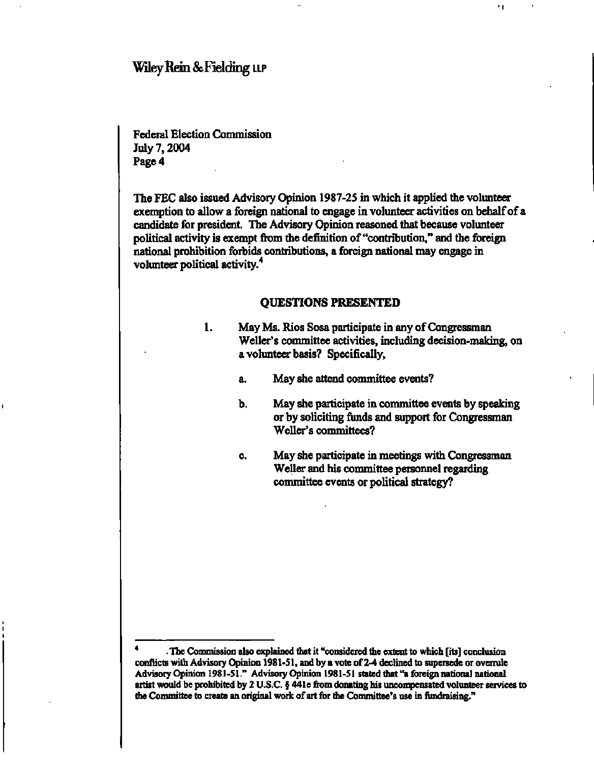Wiley Rein & Fielding LLP

Federal Election Commission
July 7, 2004
Page 4

The FEC also issued Advisory Opinion 1987-25 in which it applied the volunteer exemption to allow a foreign national to engage in volunteer activities on behalf of a candidate for president. The Advisory Opinion reasoned that because volunteer political activity is exempt from the definition of "contribution," and the foreign national prohibition forbids contributions, a foreign national may engage in volunteer political activity.[4]

## QUESTIONS PRESENTED

1. May Ms. Rios Sosa participate in any of Congressman Weller's committee activities, including decision-making, on a volunteer basis? Specifically,

   a. May she attend committee events?

   b. May she participate in committee events by speaking or by soliciting funds and support for Congressman Weller's committees?

   c. May she participate in meetings with Congressman Weller and his committee personnel regarding committee events or political strategy?

---

[4] . The Commission also explained that it "considered the extent to which [its] conclusion conflicts with Advisory Opinion 1981-51, and by a vote of 2-4 declined to supersede or overrule Advisory Opinion 1981-51." Advisory Opinion 1981-51 stated that "a foreign national national artist would be prohibited by 2 U.S.C. § 441e from donating his uncompensated volunteer services to the Committee to create an original work of art for the Committee's use in fundraising."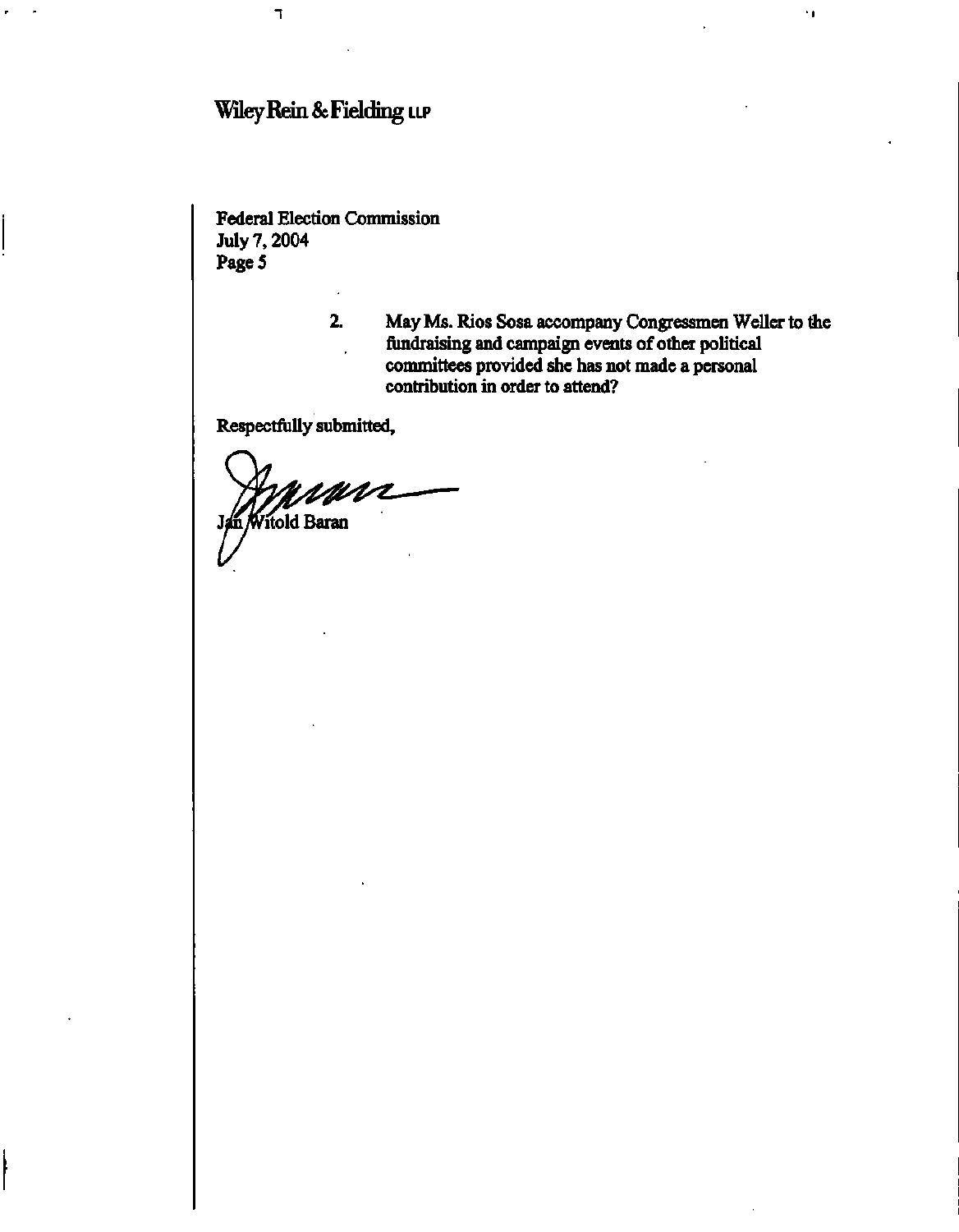Wiley Rein & Fielding LLP

Federal Election Commission
July 7, 2004
Page 5

2. May Ms. Rios Sosa accompany Congressmen Weller to the fundraising and campaign events of other political committees provided she has not made a personal contribution in order to attend?

Respectfully submitted,

Jan Witold Baran